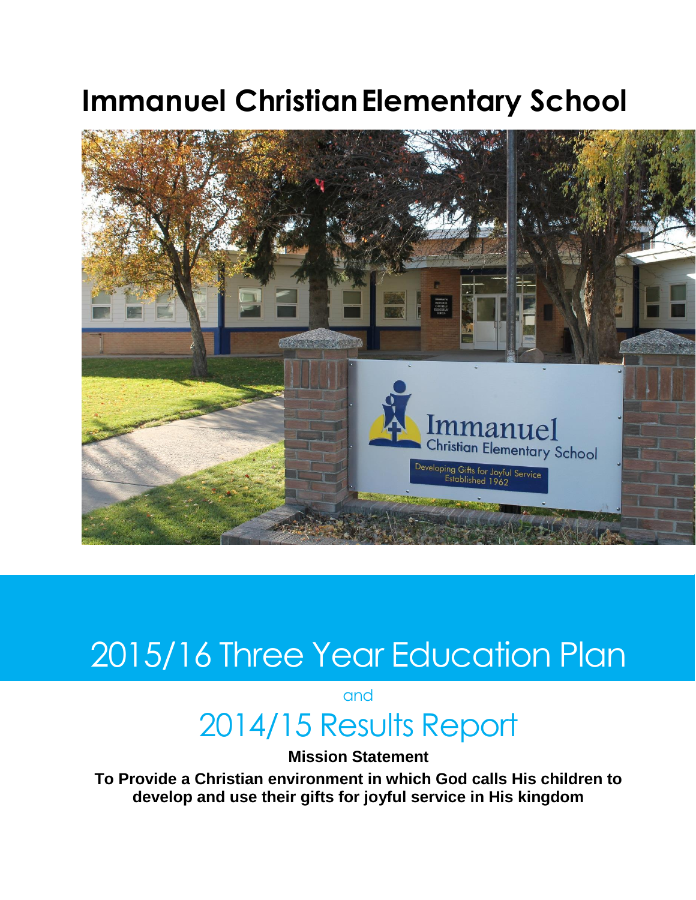# Immanuel Christian Elementary School

# 2015/16 Three Year Education Plan

and

## 2014/15 Results Report

**Mission Statement**

**To Provide a Christian environment in which God calls His children to develop and use their gifts for joyful service in His kingdom**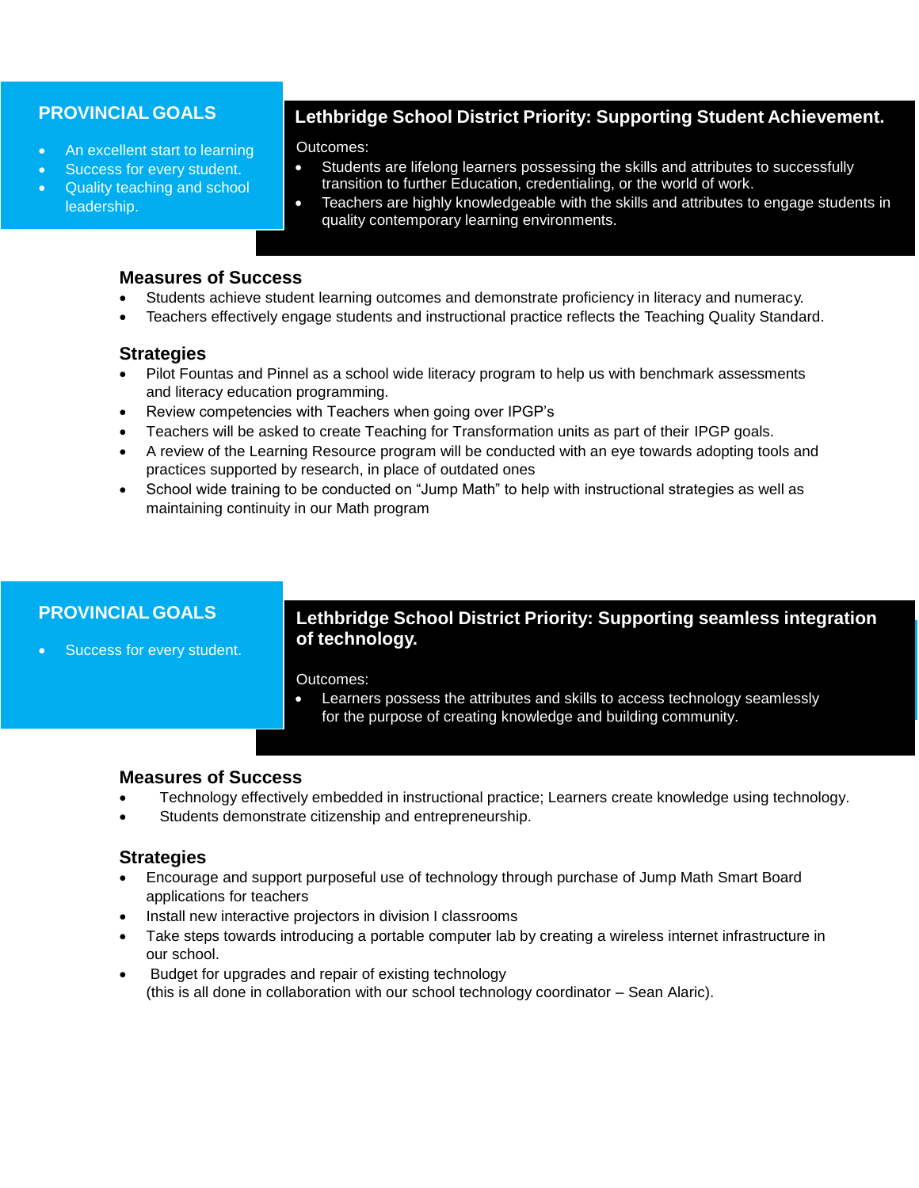## PROVINCIAL GOALS

- An excellent start to learning
- Success for every student.
- Quality teaching and school leadership.

## Lethbridge School District Priority: Supporting Student Achievement.

Outcomes:

- Students are lifelong learners possessing the skills and attributes to successfully transition to further Education, credentialing, or the world of work.
- Teachers are highly knowledgeable with the skills and attributes to engage students in quality contemporary learning environments.

### Measures of Success

- Students achieve student learning outcomes and demonstrate proficiency in literacy and numeracy.
- Teachers effectively engage students and instructional practice reflects the Teaching Quality Standard.

### Strategies

- Pilot Fountas and Pinnel as a school wide literacy program to help us with benchmark assessments and literacy education programming.
- Review competencies with Teachers when going over IPGP's
- Teachers will be asked to create Teaching for Transformation units as part of their IPGP goals.
- A review of the Learning Resource program will be conducted with an eye towards adopting tools and practices supported by research, in place of outdated ones
- School wide training to be conducted on "Jump Math" to help with instructional strategies as well as maintaining continuity in our Math program

## PROVINCIAL GOALS

- Success for every student.

## Lethbridge School District Priority: Supporting seamless integration of technology.

Outcomes:

- Learners possess the attributes and skills to access technology seamlessly for the purpose of creating knowledge and building community.

### Measures of Success

- Technology effectively embedded in instructional practice; Learners create knowledge using technology.
- Students demonstrate citizenship and entrepreneurship.

### Strategies

- Encourage and support purposeful use of technology through purchase of Jump Math Smart Board applications for teachers
- Install new interactive projectors in division I classrooms
- Take steps towards introducing a portable computer lab by creating a wireless internet infrastructure in our school.
- Budget for upgrades and repair of existing technology
  (this is all done in collaboration with our school technology coordinator – Sean Alaric).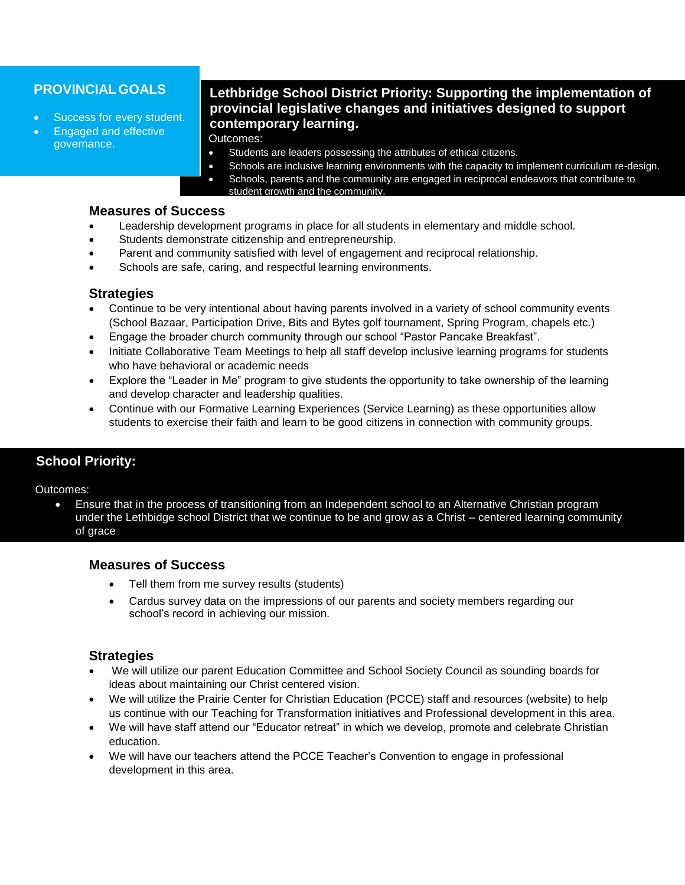## PROVINCIAL GOALS

- Success for every student.
- Engaged and effective governance.

## Lethbridge School District Priority: Supporting the implementation of provincial legislative changes and initiatives designed to support contemporary learning.

Outcomes:

- Students are leaders possessing the attributes of ethical citizens.
- Schools are inclusive learning environments with the capacity to implement curriculum re-design.
- Schools, parents and the community are engaged in reciprocal endeavors that contribute to student growth and the community.

### Measures of Success

- Leadership development programs in place for all students in elementary and middle school.
- Students demonstrate citizenship and entrepreneurship.
- Parent and community satisfied with level of engagement and reciprocal relationship.
- Schools are safe, caring, and respectful learning environments.

### Strategies

- Continue to be very intentional about having parents involved in a variety of school community events (School Bazaar, Participation Drive, Bits and Bytes golf tournament, Spring Program, chapels etc.)
- Engage the broader church community through our school "Pastor Pancake Breakfast".
- Initiate Collaborative Team Meetings to help all staff develop inclusive learning programs for students who have behavioral or academic needs
- Explore the "Leader in Me" program to give students the opportunity to take ownership of the learning and develop character and leadership qualities.
- Continue with our Formative Learning Experiences (Service Learning) as these opportunities allow students to exercise their faith and learn to be good citizens in connection with community groups.

## School Priority:

Outcomes:

- Ensure that in the process of transitioning from an Independent school to an Alternative Christian program under the Lethbridge school District that we continue to be and grow as a Christ – centered learning community of grace

### Measures of Success

- Tell them from me survey results (students)
- Cardus survey data on the impressions of our parents and society members regarding our school's record in achieving our mission.

### Strategies

- We will utilize our parent Education Committee and School Society Council as sounding boards for ideas about maintaining our Christ centered vision.
- We will utilize the Prairie Center for Christian Education (PCCE) staff and resources (website) to help us continue with our Teaching for Transformation initiatives and Professional development in this area.
- We will have staff attend our "Educator retreat" in which we develop, promote and celebrate Christian education.
- We will have our teachers attend the PCCE Teacher's Convention to engage in professional development in this area.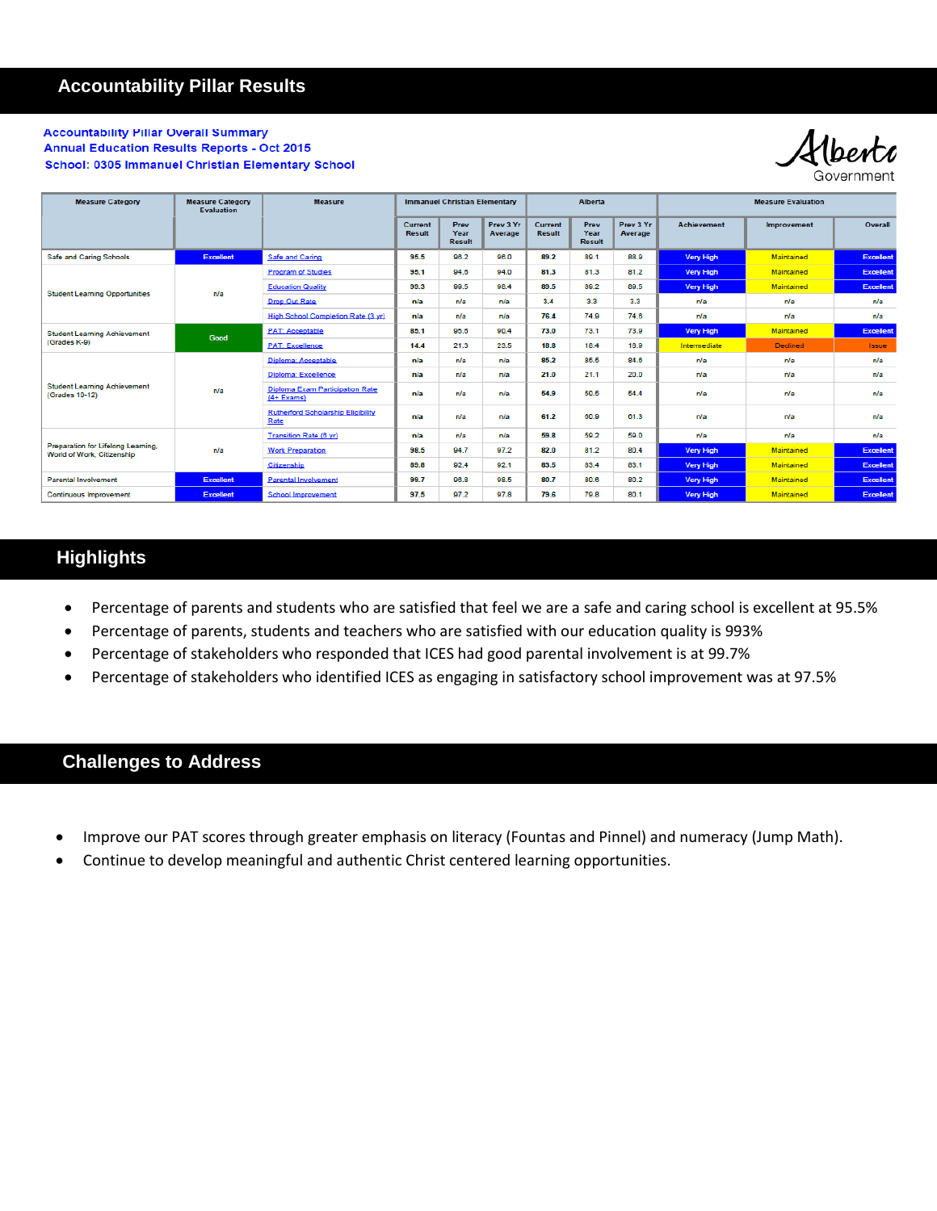## Accountability Pillar Results

**Accountability Pillar Overall Summary**
**Annual Education Results Reports - Oct 2015**
**School: 0305 Immanuel Christian Elementary School**

Alberta Government

| Measure Category | Measure Category Evaluation | Measure | Immanuel Christian Elementary | | | Alberta | | | Measure Evaluation | | |
|---|---|---|---|---|---|---|---|---|---|---|---|
| | | | Current Result | Prev Year Result | Prev 3 Yr Average | Current Result | Prev Year Result | Prev 3 Yr Average | Achievement | Improvement | Overall |
| Safe and Caring Schools | Excellent | Safe and Caring | 95.5 | 96.2 | 96.0 | 89.2 | 89.1 | 88.9 | Very High | Maintained | Excellent |
| Student Learning Opportunities | n/a | Program of Studies | 95.1 | 94.6 | 94.0 | 81.3 | 81.3 | 81.2 | Very High | Maintained | Excellent |
| | | Education Quality | 99.3 | 99.5 | 98.4 | 89.5 | 89.2 | 89.5 | Very High | Maintained | Excellent |
| | | Drop Out Rate | n/a | n/a | n/a | 3.4 | 3.3 | 3.3 | n/a | n/a | n/a |
| | | High School Completion Rate (3 yr) | n/a | n/a | n/a | 76.4 | 74.9 | 74.6 | n/a | n/a | n/a |
| Student Learning Achievement (Grades K-9) | Good | PAT: Acceptable | 85.1 | 95.6 | 90.4 | 73.0 | 73.1 | 73.9 | Very High | Maintained | Excellent |
| | | PAT: Excellence | 14.4 | 21.3 | 23.5 | 18.8 | 18.4 | 18.9 | Intermediate | Declined | Issue |
| Student Learning Achievement (Grades 10-12) | n/a | Diploma: Acceptable | n/a | n/a | n/a | 85.2 | 85.5 | 84.6 | n/a | n/a | n/a |
| | | Diploma: Excellence | n/a | n/a | n/a | 21.0 | 21.1 | 20.0 | n/a | n/a | n/a |
| | | Diploma Exam Participation Rate (4+ Exams) | n/a | n/a | n/a | 54.9 | 50.5 | 54.4 | n/a | n/a | n/a |
| | | Rutherford Scholarship Eligibility Rate | n/a | n/a | n/a | 61.2 | 60.9 | 61.3 | n/a | n/a | n/a |
| Preparation for Lifelong Learning, World of Work, Citizenship | n/a | Transition Rate (6 yr) | n/a | n/a | n/a | 59.8 | 59.2 | 59.0 | n/a | n/a | n/a |
| | | Work Preparation | 98.5 | 94.7 | 97.2 | 82.0 | 81.2 | 80.4 | Very High | Maintained | Excellent |
| | | Citizenship | 85.8 | 92.4 | 92.1 | 83.5 | 83.4 | 83.1 | Very High | Maintained | Excellent |
| Parental Involvement | Excellent | Parental Involvement | 99.7 | 96.9 | 98.5 | 80.7 | 80.6 | 80.2 | Very High | Maintained | Excellent |
| Continuous Improvement | Excellent | School Improvement | 97.5 | 97.2 | 97.8 | 79.6 | 79.8 | 80.1 | Very High | Maintained | Excellent |

## Highlights

- Percentage of parents and students who are satisfied that feel we are a safe and caring school is excellent at 95.5%
- Percentage of parents, students and teachers who are satisfied with our education quality is 993%
- Percentage of stakeholders who responded that ICES had good parental involvement is at 99.7%
- Percentage of stakeholders who identified ICES as engaging in satisfactory school improvement was at 97.5%

## Challenges to Address

- Improve our PAT scores through greater emphasis on literacy (Fountas and Pinnel) and numeracy (Jump Math).
- Continue to develop meaningful and authentic Christ centered learning opportunities.